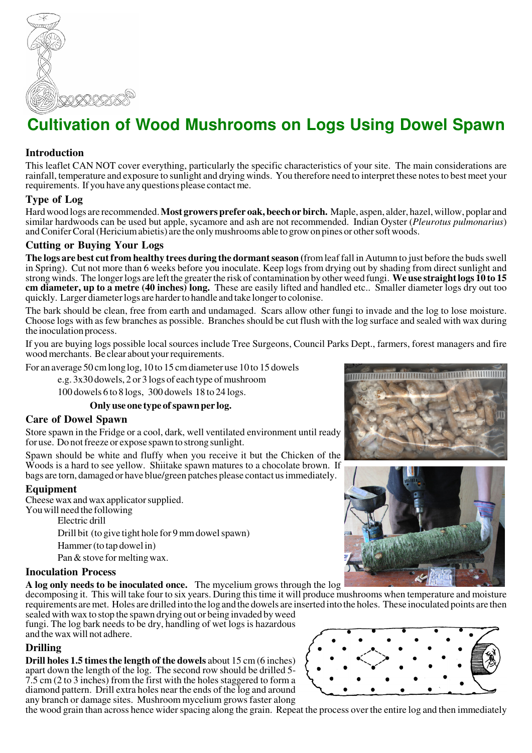# Cultivation of Wood Mushrooms on Logs Using Dowel Spawn

## Introduction

This leaflet CAN NOT cover everything, particularly the specific characteristics of your site. The main considerations are rainfall, temperature and exposure to sunlight and drying winds. You therefore need to interpret these notes to best meet your requirements. If you have any questions please contact me.

## Type of Log

Hard wood logs are recommended. **Most growers prefer oak, beech or birch.** Maple, aspen, alder, hazel, willow, poplar and similar hardwoods can be used but apple, sycamore and ash are not recommended. Indian Oyster (*Pleurotus pulmonarius*) and Conifer Coral (Hericium abietis) are the only mushrooms able to grow on pines or other soft woods.

## Cutting or Buying Your Logs

**The logs are best cut from healthy trees during the dormant season** (from leaf fall in Autumn to just before the buds swell in Spring). Cut not more than 6 weeks before you inoculate. Keep logs from drying out by shading from direct sunlight and strong winds. The longer logs are left the greater the risk of contamination by other weed fungi. **We use straight logs 10 to 15 cm diameter, up to a metre (40 inches) long.** These are easily lifted and handled etc.. Smaller diameter logs dry out too quickly. Larger diameter logs are harder to handle and take longer to colonise.

The bark should be clean, free from earth and undamaged. Scars allow other fungi to invade and the log to lose moisture. Choose logs with as few branches as possible. Branches should be cut flush with the log surface and sealed with wax during the inoculation process.

If you are buying logs possible local sources include Tree Surgeons, Council Parks Dept., farmers, forest managers and fire wood merchants. Be clear about your requirements.

For an average 50 cm long log, 10 to 15 cm diameter use 10 to 15 dowels

e.g. 3x30 dowels, 2 or 3 logs of each type of mushroom

100 dowels 6 to 8 logs, 300 dowels 18 to 24 logs.

**Only use one type of spawn per log.**

## Care of Dowel Spawn

Store spawn in the Fridge or a cool, dark, well ventilated environment until ready for use. Do not freeze or expose spawn to strong sunlight.

Spawn should be white and fluffy when you receive it but the Chicken of the Woods is a hard to see yellow. Shiitake spawn matures to a chocolate brown. If bags are torn, damaged or have blue/green patches please contact us immediately.

## Equipment

Cheese wax and wax applicator supplied.

You will need the following

- Electric drill
- Drill bit (to give tight hole for 9 mm dowel spawn)
- Hammer (to tap dowel in)
- Pan & stove for melting wax.

## Inoculation Process

**A log only needs to be inoculated once.** The mycelium grows through the log decomposing it. This will take four to six years. During this time it will produce mushrooms when temperature and moisture requirements are met. Holes are drilled into the log and the dowels are inserted into the holes. These inoculated points are then sealed with wax to stop the spawn drying out or being invaded by weed fungi. The log bark needs to be dry, handling of wet logs is hazardous and the wax will not adhere.

## Drilling

**Drill holes 1.5 times the length of the dowels** about 15 cm (6 inches) apart down the length of the log. The second row should be drilled 5-7.5 cm (2 to 3 inches) from the first with the holes staggered to form a diamond pattern. Drill extra holes near the ends of the log and around any branch or damage sites. Mushroom mycelium grows faster along the wood grain than across hence wider spacing along the grain. Repeat the process over the entire log and then immediately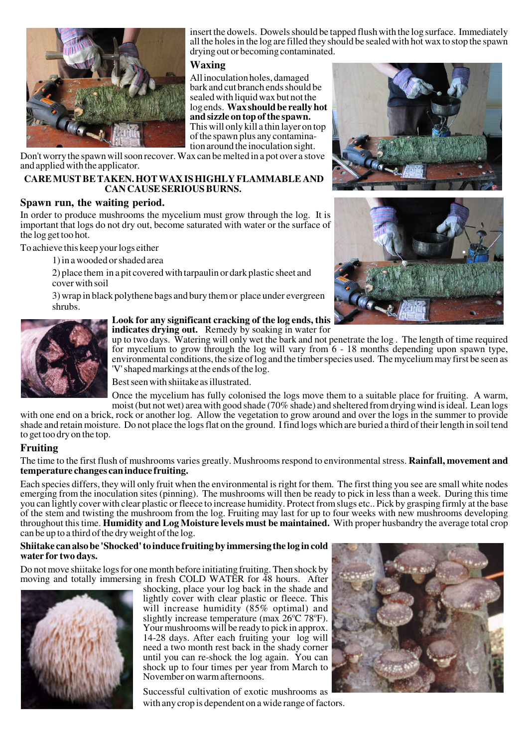insert the dowels. Dowels should be tapped flush with the log surface. Immediately all the holes in the log are filled they should be sealed with hot wax to stop the spawn drying out or becoming contaminated.

## Waxing

All inoculation holes, damaged bark and cut branch ends should be sealed with liquid wax but not the log ends. **Wax should be really hot and sizzle on top of the spawn.** This will only kill a thin layer on top of the spawn plus any contamination around the inoculation sight. Don't worry the spawn will soon recover. Wax can be melted in a pot over a stove and applied with the applicator.

**CARE MUST BE TAKEN. HOT WAX IS HIGHLY FLAMMABLE AND CAN CAUSE SERIOUS BURNS.**

## Spawn run, the waiting period.

In order to produce mushrooms the mycelium must grow through the log. It is important that logs do not dry out, become saturated with water or the surface of the log get too hot.

To achieve this keep your logs either

1) in a wooded or shaded area

2) place them in a pit covered with tarpaulin or dark plastic sheet and cover with soil

3) wrap in black polythene bags and bury them or place under evergreen shrubs.

**Look for any significant cracking of the log ends, this indicates drying out.** Remedy by soaking in water for up to two days. Watering will only wet the bark and not penetrate the log . The length of time required for mycelium to grow through the log will vary from 6 - 18 months depending upon spawn type, environmental conditions, the size of log and the timber species used. The mycelium may first be seen as 'V' shaped markings at the ends of the log.

Best seen with shiitake as illustrated.

Once the mycelium has fully colonised the logs move them to a suitable place for fruiting. A warm, moist (but not wet) area with good shade (70% shade) and sheltered from drying wind is ideal. Lean logs with one end on a brick, rock or another log. Allow the vegetation to grow around and over the logs in the summer to provide shade and retain moisture. Do not place the logs flat on the ground. I find logs which are buried a third of their length in soil tend to get too dry on the top.

## Fruiting

The time to the first flush of mushrooms varies greatly. Mushrooms respond to environmental stress. **Rainfall, movement and temperature changes can induce fruiting.**

Each species differs, they will only fruit when the environmental is right for them. The first thing you see are small white nodes emerging from the inoculation sites (pinning). The mushrooms will then be ready to pick in less than a week. During this time you can lightly cover with clear plastic or fleece to increase humidity. Protect from slugs etc.. Pick by grasping firmly at the base of the stem and twisting the mushroom from the log. Fruiting may last for up to four weeks with new mushrooms developing throughout this time. **Humidity and Log Moisture levels must be maintained.** With proper husbandry the average total crop can be up to a third of the dry weight of the log.

**Shiitake can also be 'Shocked' to induce fruiting by immersing the log in cold water for two days.**

Do not move shiitake logs for one month before initiating fruiting. Then shock by moving and totally immersing in fresh COLD WATER for 48 hours. After shocking, place your log back in the shade and lightly cover with clear plastic or fleece. This will increase humidity (85% optimal) and slightly increase temperature (max 26ºC 78ºF). Your mushrooms will be ready to pick in approx. 14-28 days. After each fruiting your log will need a two month rest back in the shady corner until you can re-shock the log again. You can shock up to four times per year from March to November on warm afternoons.

Successful cultivation of exotic mushrooms as with any crop is dependent on a wide range of factors.